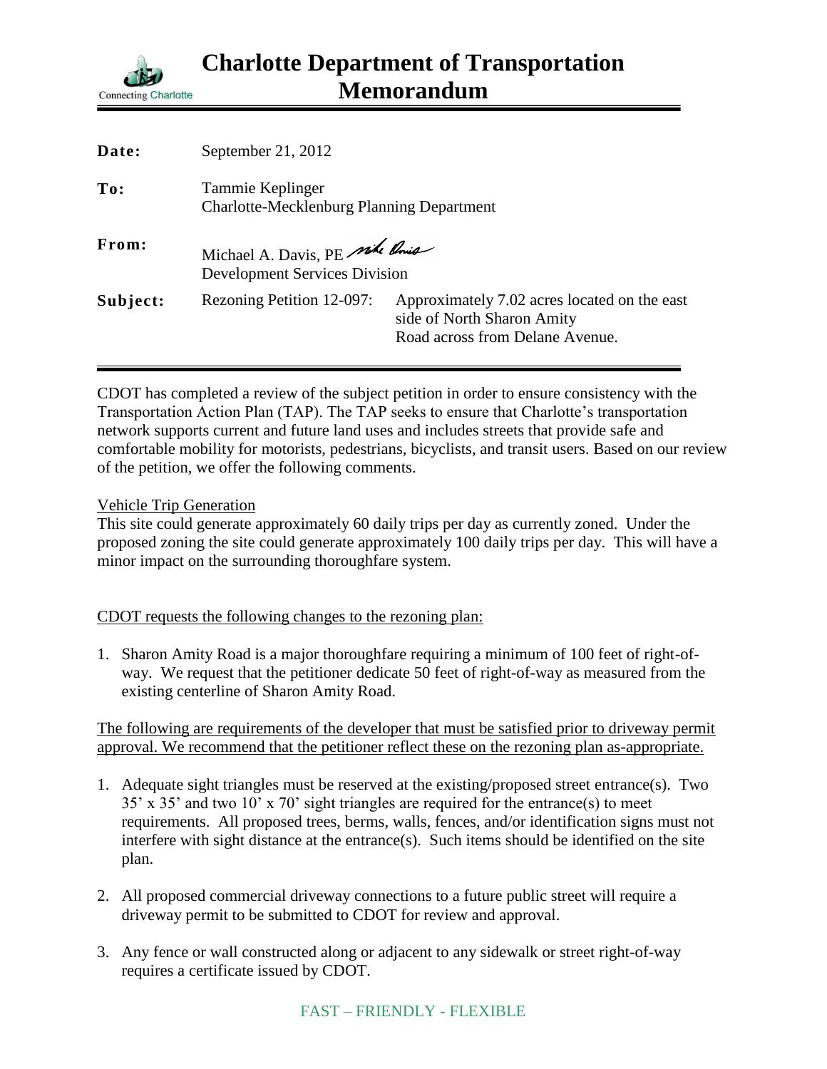# Charlotte Department of Transportation Memorandum

Connecting Charlotte

| | | |
|---|---|---|
| **Date:** | September 21, 2012 | |
| **To:** | Tammie Keplinger<br>Charlotte-Mecklenburg Planning Department | |
| **From:** | Michael A. Davis, PE<br>Development Services Division | |
| **Subject:** | Rezoning Petition 12-097: | Approximately 7.02 acres located on the east side of North Sharon Amity Road across from Delane Avenue. |

CDOT has completed a review of the subject petition in order to ensure consistency with the Transportation Action Plan (TAP). The TAP seeks to ensure that Charlotte's transportation network supports current and future land uses and includes streets that provide safe and comfortable mobility for motorists, pedestrians, bicyclists, and transit users. Based on our review of the petition, we offer the following comments.

<u>Vehicle Trip Generation</u>

This site could generate approximately 60 daily trips per day as currently zoned. Under the proposed zoning the site could generate approximately 100 daily trips per day. This will have a minor impact on the surrounding thoroughfare system.

<u>CDOT requests the following changes to the rezoning plan:</u>

1. Sharon Amity Road is a major thoroughfare requiring a minimum of 100 feet of right-of-way. We request that the petitioner dedicate 50 feet of right-of-way as measured from the existing centerline of Sharon Amity Road.

<u>The following are requirements of the developer that must be satisfied prior to driveway permit approval. We recommend that the petitioner reflect these on the rezoning plan as-appropriate.</u>

1. Adequate sight triangles must be reserved at the existing/proposed street entrance(s). Two 35' x 35' and two 10' x 70' sight triangles are required for the entrance(s) to meet requirements. All proposed trees, berms, walls, fences, and/or identification signs must not interfere with sight distance at the entrance(s). Such items should be identified on the site plan.

2. All proposed commercial driveway connections to a future public street will require a driveway permit to be submitted to CDOT for review and approval.

3. Any fence or wall constructed along or adjacent to any sidewalk or street right-of-way requires a certificate issued by CDOT.

FAST – FRIENDLY - FLEXIBLE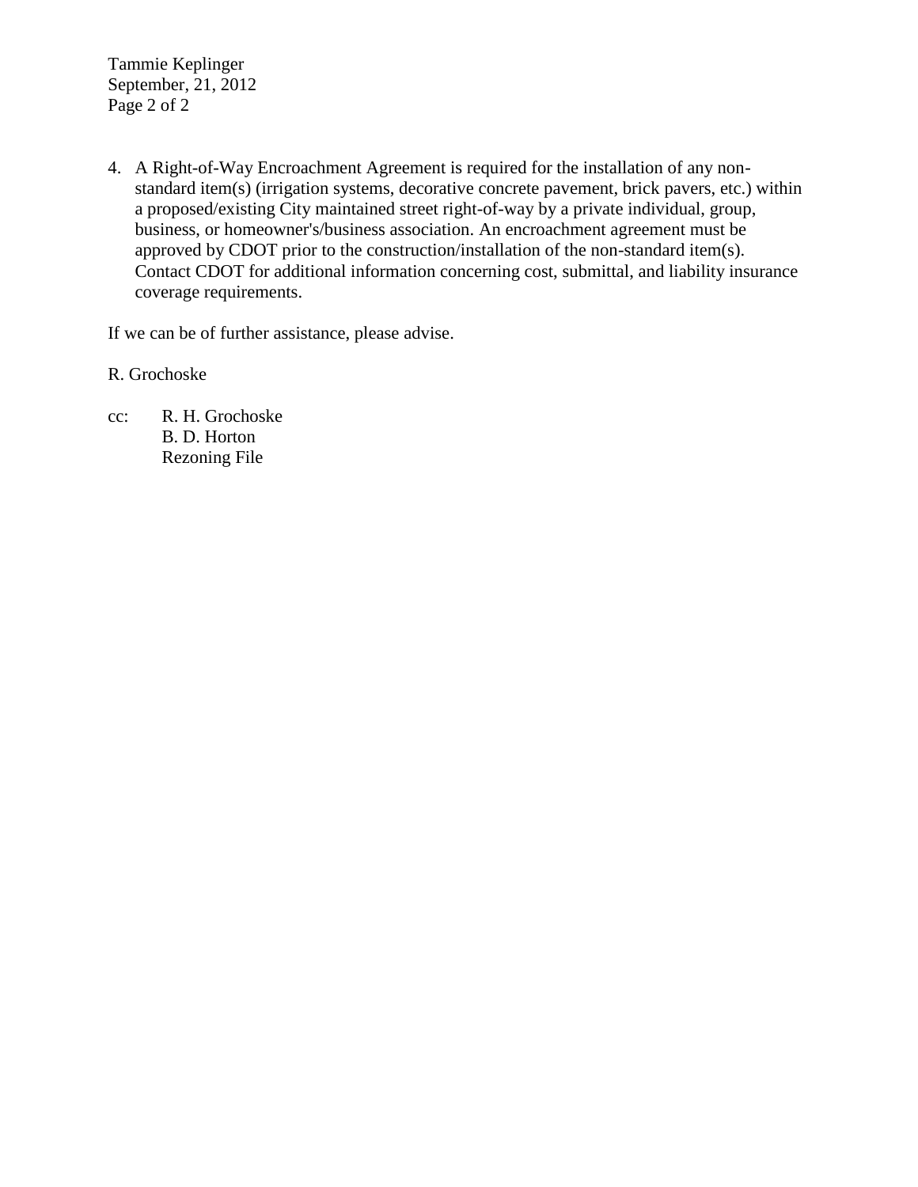4. A Right-of-Way Encroachment Agreement is required for the installation of any non-standard item(s) (irrigation systems, decorative concrete pavement, brick pavers, etc.) within a proposed/existing City maintained street right-of-way by a private individual, group, business, or homeowner's/business association. An encroachment agreement must be approved by CDOT prior to the construction/installation of the non-standard item(s). Contact CDOT for additional information concerning cost, submittal, and liability insurance coverage requirements.

If we can be of further assistance, please advise.

R. Grochoske

cc: R. H. Grochoske
B. D. Horton
Rezoning File